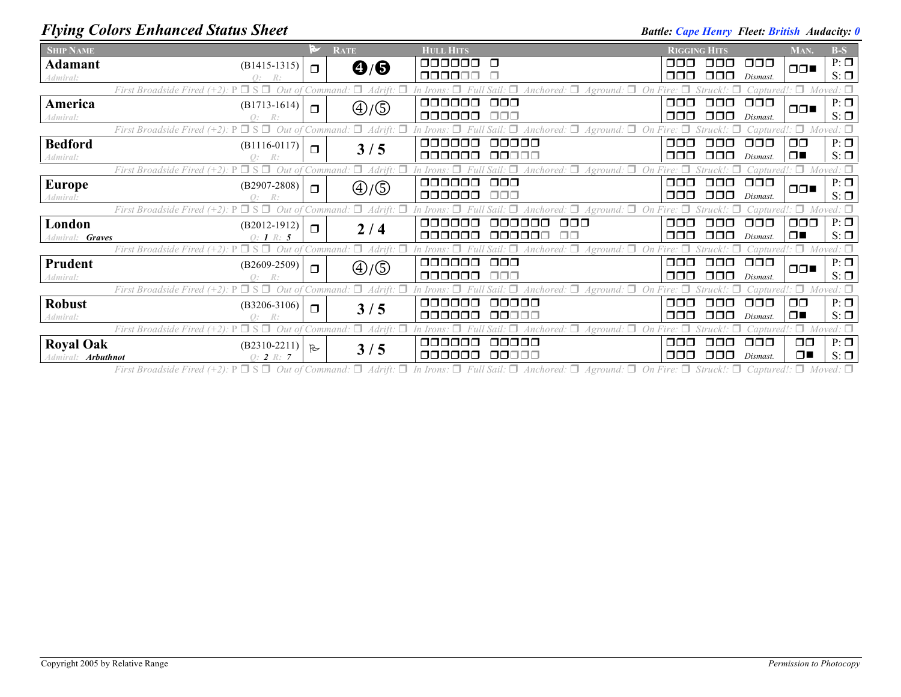# Flying Colors Enhanced Status Sheet

***Battle:*** ***Cape Henry*** ***Fleet:*** ***British*** ***Audacity:*** ***0***

| Ship Name | | Flag | Rate | Hull Hits | Rigging Hits | Man. | B-S |
|---|---|---|---|---|---|---|---|
| **Adamant** *Admiral:* | (B1415-1315) *Q: R:* | ❐ | ❹/❺ | ❐❐❐❐❐❐ ❐ / ❐❐❐❐❐❐ ❐ | ❐❐❐ ❐❐❐ ❐❐❐ / ❐❐❐ ❐❐❐ *Dismast.* | ❐❐■ | P: ❐ S: ❐ |
| *First Broadside Fired (+2): P ❐ S ❐ Out of Command: ❐ Adrift: ❐ In Irons: ❐ Full Sail: ❐ Anchored: ❐ Aground: ❐ On Fire: ❐ Struck!: ❐ Captured!: ❐ Moved: ❐* | | | | | | | |
| **America** *Admiral:* | (B1713-1614) *Q: R:* | ❐ | ④/⑤ | ❐❐❐❐❐❐ ❐❐❐ / ❐❐❐❐❐❐ ❐❐❐ | ❐❐❐ ❐❐❐ ❐❐❐ / ❐❐❐ ❐❐❐ *Dismast.* | ❐❐■ | P: ❐ S: ❐ |
| *First Broadside Fired (+2): P ❐ S ❐ Out of Command: ❐ Adrift: ❐ In Irons: ❐ Full Sail: ❐ Anchored: ❐ Aground: ❐ On Fire: ❐ Struck!: ❐ Captured!: ❐ Moved: ❐* | | | | | | | |
| **Bedford** *Admiral:* | (B1116-0117) *Q: R:* | ❐ | 3 / 5 | ❐❐❐❐❐❐ ❐❐❐❐❐ / ❐❐❐❐❐❐ ❐❐❐❐❐ | ❐❐❐ ❐❐❐ ❐❐❐ / ❐❐❐ ❐❐❐ *Dismast.* | ❐❐ / ❐■ | P: ❐ S: ❐ |
| *First Broadside Fired (+2): P ❐ S ❐ Out of Command: ❐ Adrift: ❐ In Irons: ❐ Full Sail: ❐ Anchored: ❐ Aground: ❐ On Fire: ❐ Struck!: ❐ Captured!: ❐ Moved: ❐* | | | | | | | |
| **Europe** *Admiral:* | (B2907-2808) *Q: R:* | ❐ | ④/⑤ | ❐❐❐❐❐❐ ❐❐❐ / ❐❐❐❐❐❐ ❐❐❐ | ❐❐❐ ❐❐❐ ❐❐❐ / ❐❐❐ ❐❐❐ *Dismast.* | ❐❐■ | P: ❐ S: ❐ |
| *First Broadside Fired (+2): P ❐ S ❐ Out of Command: ❐ Adrift: ❐ In Irons: ❐ Full Sail: ❐ Anchored: ❐ Aground: ❐ On Fire: ❐ Struck!: ❐ Captured!: ❐ Moved: ❐* | | | | | | | |
| **London** *Admiral:* ***Graves*** | (B2012-1912) *Q:* ***1*** *R:* ***5*** | ❐ | 2 / 4 | ❐❐❐❐❐❐ ❐❐❐❐❐❐ ❐❐❐ / ❐❐❐❐❐❐ ❐❐❐❐❐❐ ❐❐ | ❐❐❐ ❐❐❐ ❐❐❐ / ❐❐❐ ❐❐❐ *Dismast.* | ❐❐❐ / ❐■ | P: ❐ S: ❐ |
| *First Broadside Fired (+2): P ❐ S ❐ Out of Command: ❐ Adrift: ❐ In Irons: ❐ Full Sail: ❐ Anchored: ❐ Aground: ❐ On Fire: ❐ Struck!: ❐ Captured!: ❐ Moved: ❐* | | | | | | | |
| **Prudent** *Admiral:* | (B2609-2509) *Q: R:* | ❐ | ④/⑤ | ❐❐❐❐❐❐ ❐❐❐ / ❐❐❐❐❐❐ ❐❐❐ | ❐❐❐ ❐❐❐ ❐❐❐ / ❐❐❐ ❐❐❐ *Dismast.* | ❐❐■ | P: ❐ S: ❐ |
| *First Broadside Fired (+2): P ❐ S ❐ Out of Command: ❐ Adrift: ❐ In Irons: ❐ Full Sail: ❐ Anchored: ❐ Aground: ❐ On Fire: ❐ Struck!: ❐ Captured!: ❐ Moved: ❐* | | | | | | | |
| **Robust** *Admiral:* | (B3206-3106) *Q: R:* | ❐ | 3 / 5 | ❐❐❐❐❐❐ ❐❐❐❐❐ / ❐❐❐❐❐❐ ❐❐❐❐❐ | ❐❐❐ ❐❐❐ ❐❐❐ / ❐❐❐ ❐❐❐ *Dismast.* | ❐❐ / ❐■ | P: ❐ S: ❐ |
| *First Broadside Fired (+2): P ❐ S ❐ Out of Command: ❐ Adrift: ❐ In Irons: ❐ Full Sail: ❐ Anchored: ❐ Aground: ❐ On Fire: ❐ Struck!: ❐ Captured!: ❐ Moved: ❐* | | | | | | | |
| **Royal Oak** *Admiral:* ***Arbuthnot*** | (B2310-2211) *Q:* ***2*** *R:* ***7*** | ⚐ | 3 / 5 | ❐❐❐❐❐❐ ❐❐❐❐❐ / ❐❐❐❐❐❐ ❐❐❐❐❐ | ❐❐❐ ❐❐❐ ❐❐❐ / ❐❐❐ ❐❐❐ *Dismast.* | ❐❐ / ❐■ | P: ❐ S: ❐ |
| *First Broadside Fired (+2): P ❐ S ❐ Out of Command: ❐ Adrift: ❐ In Irons: ❐ Full Sail: ❐ Anchored: ❐ Aground: ❐ On Fire: ❐ Struck!: ❐ Captured!: ❐ Moved: ❐* | | | | | | | |

Copyright 2005 by Relative Range

*Permission to Photocopy*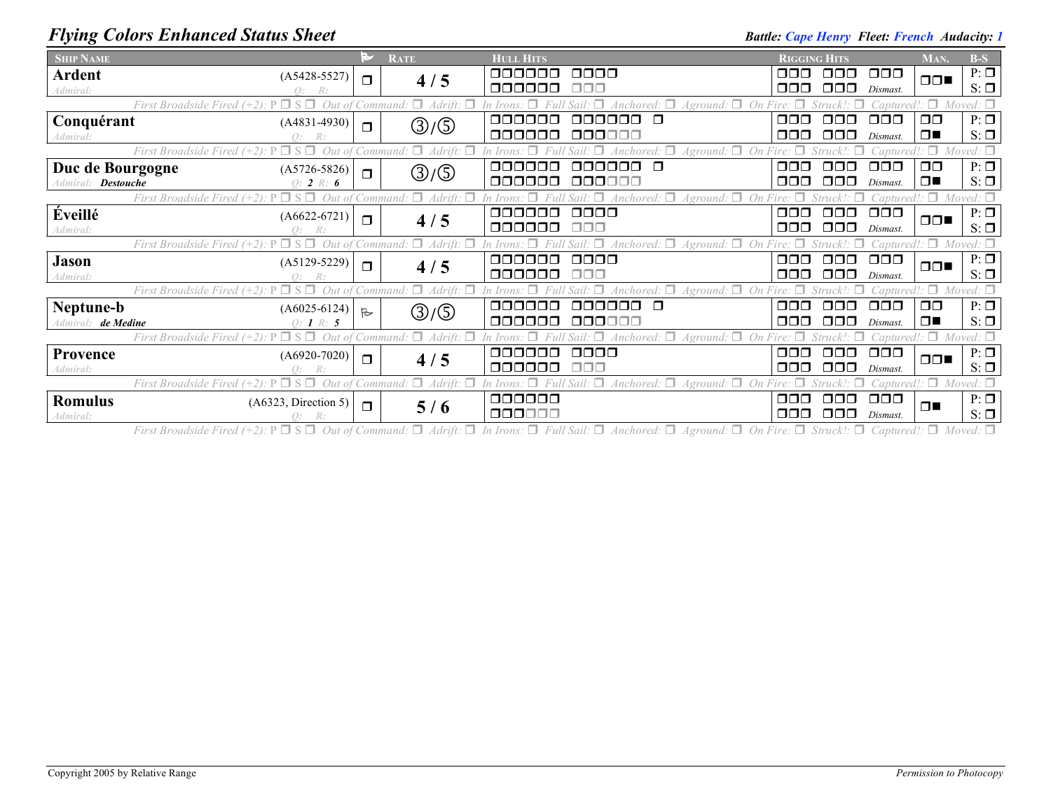# Flying Colors Enhanced Status Sheet

**Battle:** *Cape Henry* **Fleet:** *French* **Audacity:** *1*

| Ship Name | | Rate | Hull Hits | Rigging Hits | Man. | B-S |
|---|---|---|---|---|---|---|
| **Ardent** (A5428-5527) Admiral: Q: R: | ❐ | 4 / 5 | ❐❐❐❐❐❐ ❐❐❐❐ / ❐❐❐❐❐❐ ❐❐❐ | ❐❐❐ ❐❐❐ ❐❐❐ / ❐❐❐ ❐❐❐ Dismast. | ❐❐■ | P: ❐ S: ❐ |
| First Broadside Fired (+2): P ❐ S ❐ Out of Command: ❐ Adrift: ❐ In Irons: ❐ Full Sail: ❐ Anchored: ❐ Aground: ❐ On Fire: ❐ Struck!: ❐ Captured!: ❐ Moved: ❐ | | | | | | |
| **Conquérant** (A4831-4930) Admiral: Q: R: | ❐ | ③/⑤ | ❐❐❐❐❐❐ ❐❐❐❐❐❐ ❐ / ❐❐❐❐❐❐ ❐❐❐❐❐❐ | ❐❐❐ ❐❐❐ ❐❐❐ / ❐❐❐ ❐❐❐ Dismast. | ❐❐ / ❐■ | P: ❐ S: ❐ |
| First Broadside Fired (+2): P ❐ S ❐ Out of Command: ❐ Adrift: ❐ In Irons: ❐ Full Sail: ❐ Anchored: ❐ Aground: ❐ On Fire: ❐ Struck!: ❐ Captured!: ❐ Moved: ❐ | | | | | | |
| **Duc de Bourgogne** (A5726-5826) Admiral: ***Destouche*** Q: ***2*** R: ***6*** | ❐ | ③/⑤ | ❐❐❐❐❐❐ ❐❐❐❐❐❐ ❐ / ❐❐❐❐❐❐ ❐❐❐❐❐❐ | ❐❐❐ ❐❐❐ ❐❐❐ / ❐❐❐ ❐❐❐ Dismast. | ❐❐ / ❐■ | P: ❐ S: ❐ |
| First Broadside Fired (+2): P ❐ S ❐ Out of Command: ❐ Adrift: ❐ In Irons: ❐ Full Sail: ❐ Anchored: ❐ Aground: ❐ On Fire: ❐ Struck!: ❐ Captured!: ❐ Moved: ❐ | | | | | | |
| **Éveillé** (A6622-6721) Admiral: Q: R: | ❐ | 4 / 5 | ❐❐❐❐❐❐ ❐❐❐❐ / ❐❐❐❐❐❐ ❐❐❐ | ❐❐❐ ❐❐❐ ❐❐❐ / ❐❐❐ ❐❐❐ Dismast. | ❐❐■ | P: ❐ S: ❐ |
| First Broadside Fired (+2): P ❐ S ❐ Out of Command: ❐ Adrift: ❐ In Irons: ❐ Full Sail: ❐ Anchored: ❐ Aground: ❐ On Fire: ❐ Struck!: ❐ Captured!: ❐ Moved: ❐ | | | | | | |
| **Jason** (A5129-5229) Admiral: Q: R: | ❐ | 4 / 5 | ❐❐❐❐❐❐ ❐❐❐❐ / ❐❐❐❐❐❐ ❐❐❐ | ❐❐❐ ❐❐❐ ❐❐❐ / ❐❐❐ ❐❐❐ Dismast. | ❐❐■ | P: ❐ S: ❐ |
| First Broadside Fired (+2): P ❐ S ❐ Out of Command: ❐ Adrift: ❐ In Irons: ❐ Full Sail: ❐ Anchored: ❐ Aground: ❐ On Fire: ❐ Struck!: ❐ Captured!: ❐ Moved: ❐ | | | | | | |
| **Neptune-b** (A6025-6124) Admiral: ***de Medine*** Q: ***1*** R: ***5*** | ⚐ | ③/⑤ | ❐❐❐❐❐❐ ❐❐❐❐❐❐ ❐ / ❐❐❐❐❐❐ ❐❐❐❐❐❐ | ❐❐❐ ❐❐❐ ❐❐❐ / ❐❐❐ ❐❐❐ Dismast. | ❐❐ / ❐■ | P: ❐ S: ❐ |
| First Broadside Fired (+2): P ❐ S ❐ Out of Command: ❐ Adrift: ❐ In Irons: ❐ Full Sail: ❐ Anchored: ❐ Aground: ❐ On Fire: ❐ Struck!: ❐ Captured!: ❐ Moved: ❐ | | | | | | |
| **Provence** (A6920-7020) Admiral: Q: R: | ❐ | 4 / 5 | ❐❐❐❐❐❐ ❐❐❐❐ / ❐❐❐❐❐❐ ❐❐❐ | ❐❐❐ ❐❐❐ ❐❐❐ / ❐❐❐ ❐❐❐ Dismast. | ❐❐■ | P: ❐ S: ❐ |
| First Broadside Fired (+2): P ❐ S ❐ Out of Command: ❐ Adrift: ❐ In Irons: ❐ Full Sail: ❐ Anchored: ❐ Aground: ❐ On Fire: ❐ Struck!: ❐ Captured!: ❐ Moved: ❐ | | | | | | |
| **Romulus** (A6323, Direction 5) Admiral: Q: R: | ❐ | 5 / 6 | ❐❐❐❐❐❐ / ❐❐❐❐❐❐ | ❐❐❐ ❐❐❐ ❐❐❐ / ❐❐❐ ❐❐❐ Dismast. | ❐■ | P: ❐ S: ❐ |
| First Broadside Fired (+2): P ❐ S ❐ Out of Command: ❐ Adrift: ❐ In Irons: ❐ Full Sail: ❐ Anchored: ❐ Aground: ❐ On Fire: ❐ Struck!: ❐ Captured!: ❐ Moved: ❐ | | | | | | |

Copyright 2005 by Relative Range

*Permission to Photocopy*